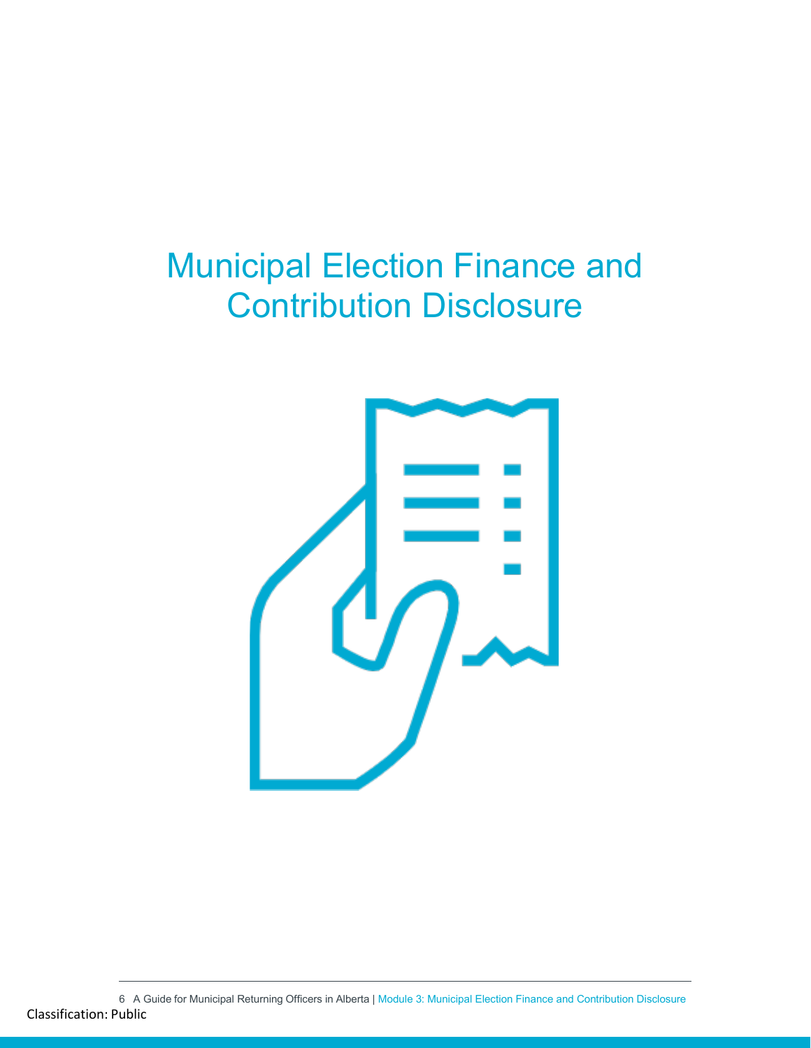# Municipal Election Finance and Contribution Disclosure

Classification: Public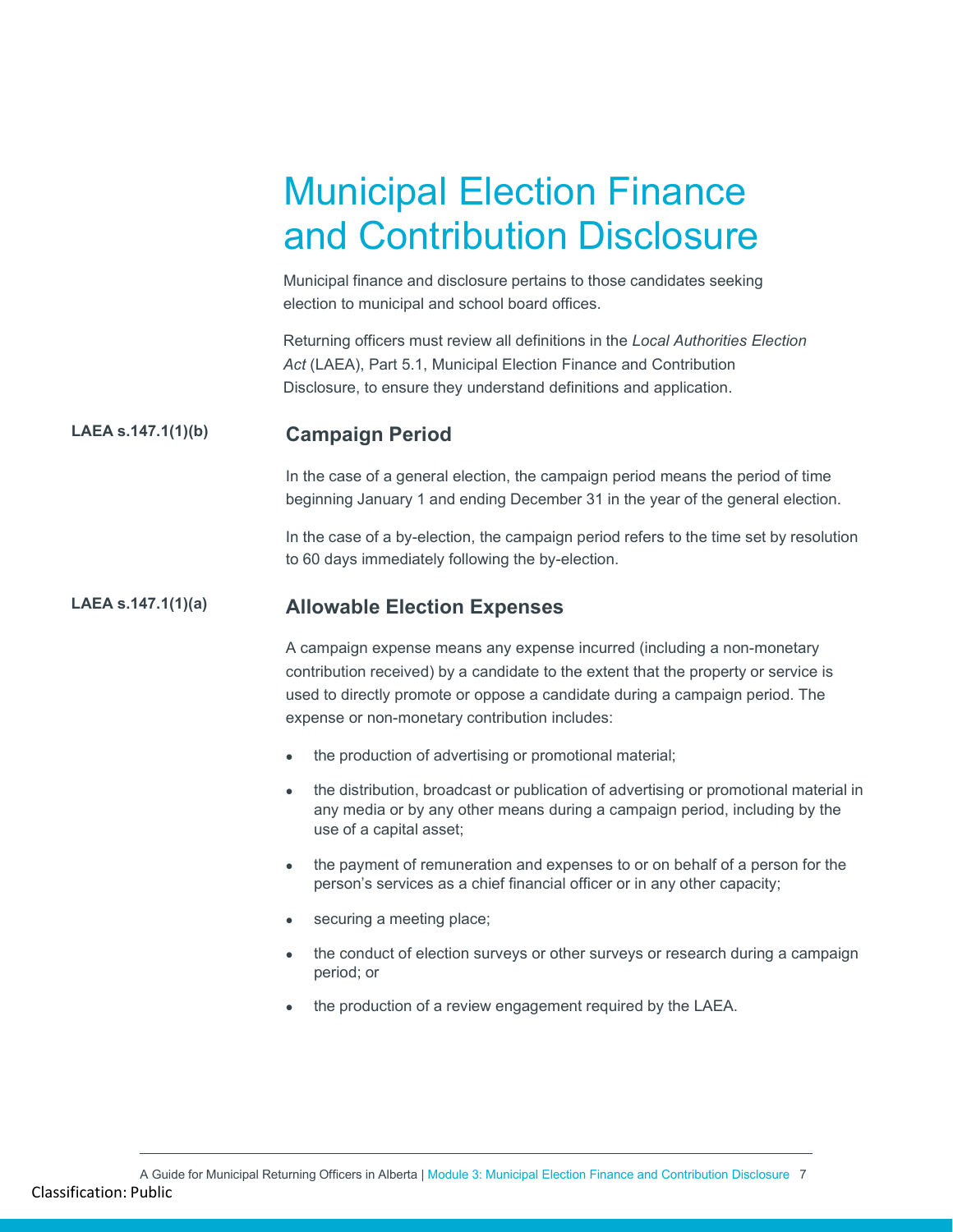# Municipal Election Finance and Contribution Disclosure

Municipal finance and disclosure pertains to those candidates seeking election to municipal and school board offices.

Returning officers must review all definitions in the *Local Authorities Election Act* (LAEA), Part 5.1, Municipal Election Finance and Contribution Disclosure, to ensure they understand definitions and application.

**LAEA s.147.1(1)(b)**

## Campaign Period

In the case of a general election, the campaign period means the period of time beginning January 1 and ending December 31 in the year of the general election.

In the case of a by-election, the campaign period refers to the time set by resolution to 60 days immediately following the by-election.

**LAEA s.147.1(1)(a)**

## Allowable Election Expenses

A campaign expense means any expense incurred (including a non-monetary contribution received) by a candidate to the extent that the property or service is used to directly promote or oppose a candidate during a campaign period. The expense or non-monetary contribution includes:

- the production of advertising or promotional material;
- the distribution, broadcast or publication of advertising or promotional material in any media or by any other means during a campaign period, including by the use of a capital asset;
- the payment of remuneration and expenses to or on behalf of a person for the person's services as a chief financial officer or in any other capacity;
- securing a meeting place;
- the conduct of election surveys or other surveys or research during a campaign period; or
- the production of a review engagement required by the LAEA.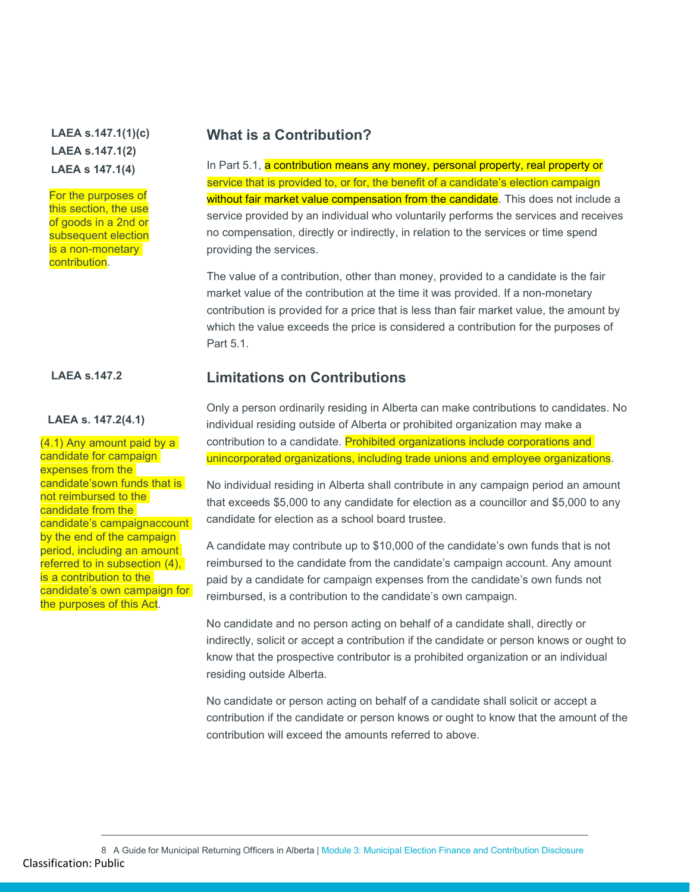**LAEA s.147.1(1)(c)**
**LAEA s.147.1(2)**
**LAEA s 147.1(4)**

For the purposes of this section, the use of goods in a 2nd or subsequent election is a non-monetary contribution.

## What is a Contribution?

In Part 5.1, a contribution means any money, personal property, real property or service that is provided to, or for, the benefit of a candidate's election campaign without fair market value compensation from the candidate. This does not include a service provided by an individual who voluntarily performs the services and receives no compensation, directly or indirectly, in relation to the services or time spend providing the services.

The value of a contribution, other than money, provided to a candidate is the fair market value of the contribution at the time it was provided. If a non-monetary contribution is provided for a price that is less than fair market value, the amount by which the value exceeds the price is considered a contribution for the purposes of Part 5.1.

**LAEA s.147.2**

**LAEA s. 147.2(4.1)**

(4.1) Any amount paid by a candidate for campaign expenses from the candidate'sown funds that is not reimbursed to the candidate from the candidate's campaignaccount by the end of the campaign period, including an amount referred to in subsection (4), is a contribution to the candidate's own campaign for the purposes of this Act.

## Limitations on Contributions

Only a person ordinarily residing in Alberta can make contributions to candidates. No individual residing outside of Alberta or prohibited organization may make a contribution to a candidate. Prohibited organizations include corporations and unincorporated organizations, including trade unions and employee organizations.

No individual residing in Alberta shall contribute in any campaign period an amount that exceeds $5,000 to any candidate for election as a councillor and $5,000 to any candidate for election as a school board trustee.

A candidate may contribute up to $10,000 of the candidate's own funds that is not reimbursed to the candidate from the candidate's campaign account. Any amount paid by a candidate for campaign expenses from the candidate's own funds not reimbursed, is a contribution to the candidate's own campaign.

No candidate and no person acting on behalf of a candidate shall, directly or indirectly, solicit or accept a contribution if the candidate or person knows or ought to know that the prospective contributor is a prohibited organization or an individual residing outside Alberta.

No candidate or person acting on behalf of a candidate shall solicit or accept a contribution if the candidate or person knows or ought to know that the amount of the contribution will exceed the amounts referred to above.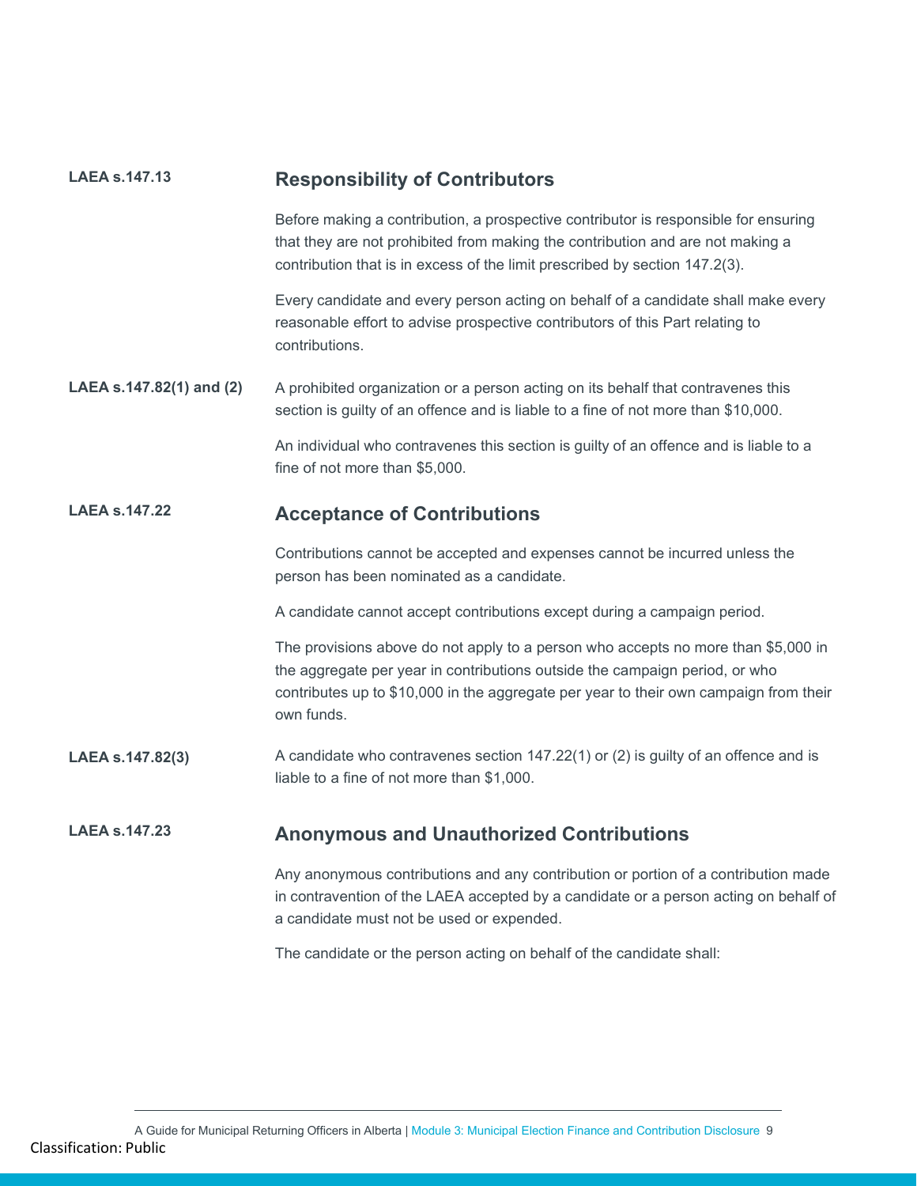**LAEA s.147.13**

## Responsibility of Contributors

Before making a contribution, a prospective contributor is responsible for ensuring that they are not prohibited from making the contribution and are not making a contribution that is in excess of the limit prescribed by section 147.2(3).

Every candidate and every person acting on behalf of a candidate shall make every reasonable effort to advise prospective contributors of this Part relating to contributions.

**LAEA s.147.82(1) and (2)**

A prohibited organization or a person acting on its behalf that contravenes this section is guilty of an offence and is liable to a fine of not more than $10,000.

An individual who contravenes this section is guilty of an offence and is liable to a fine of not more than $5,000.

**LAEA s.147.22**

## Acceptance of Contributions

Contributions cannot be accepted and expenses cannot be incurred unless the person has been nominated as a candidate.

A candidate cannot accept contributions except during a campaign period.

The provisions above do not apply to a person who accepts no more than $5,000 in the aggregate per year in contributions outside the campaign period, or who contributes up to $10,000 in the aggregate per year to their own campaign from their own funds.

**LAEA s.147.82(3)**

A candidate who contravenes section 147.22(1) or (2) is guilty of an offence and is liable to a fine of not more than $1,000.

**LAEA s.147.23**

## Anonymous and Unauthorized Contributions

Any anonymous contributions and any contribution or portion of a contribution made in contravention of the LAEA accepted by a candidate or a person acting on behalf of a candidate must not be used or expended.

The candidate or the person acting on behalf of the candidate shall: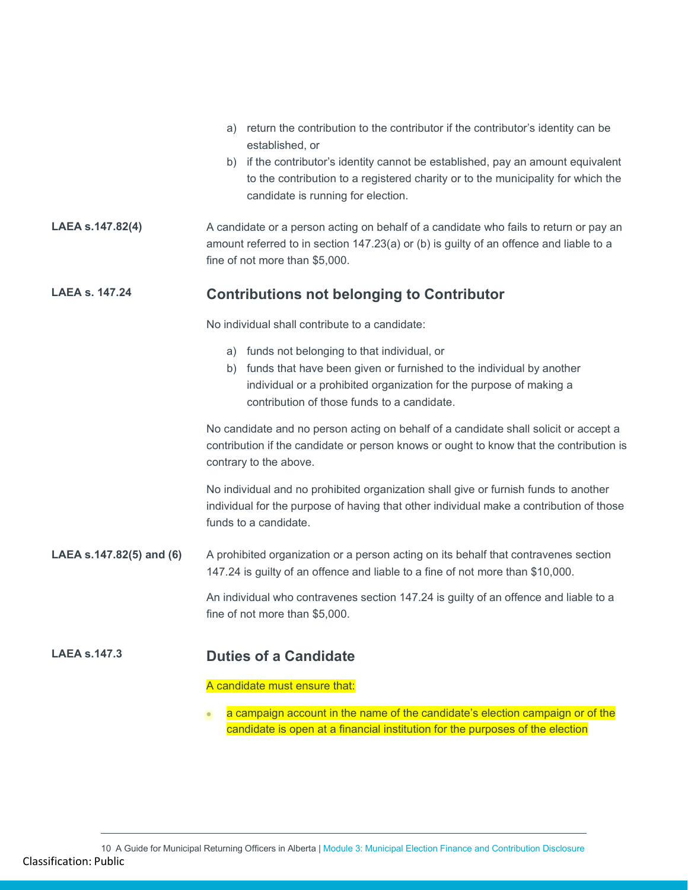a) return the contribution to the contributor if the contributor's identity can be established, or
b) if the contributor's identity cannot be established, pay an amount equivalent to the contribution to a registered charity or to the municipality for which the candidate is running for election.

**LAEA s.147.82(4)**

A candidate or a person acting on behalf of a candidate who fails to return or pay an amount referred to in section 147.23(a) or (b) is guilty of an offence and liable to a fine of not more than $5,000.

**LAEA s. 147.24**

## Contributions not belonging to Contributor

No individual shall contribute to a candidate:

a) funds not belonging to that individual, or
b) funds that have been given or furnished to the individual by another individual or a prohibited organization for the purpose of making a contribution of those funds to a candidate.

No candidate and no person acting on behalf of a candidate shall solicit or accept a contribution if the candidate or person knows or ought to know that the contribution is contrary to the above.

No individual and no prohibited organization shall give or furnish funds to another individual for the purpose of having that other individual make a contribution of those funds to a candidate.

**LAEA s.147.82(5) and (6)**

A prohibited organization or a person acting on its behalf that contravenes section 147.24 is guilty of an offence and liable to a fine of not more than $10,000.

An individual who contravenes section 147.24 is guilty of an offence and liable to a fine of not more than $5,000.

**LAEA s.147.3**

## Duties of a Candidate

A candidate must ensure that:

- a campaign account in the name of the candidate's election campaign or of the candidate is open at a financial institution for the purposes of the election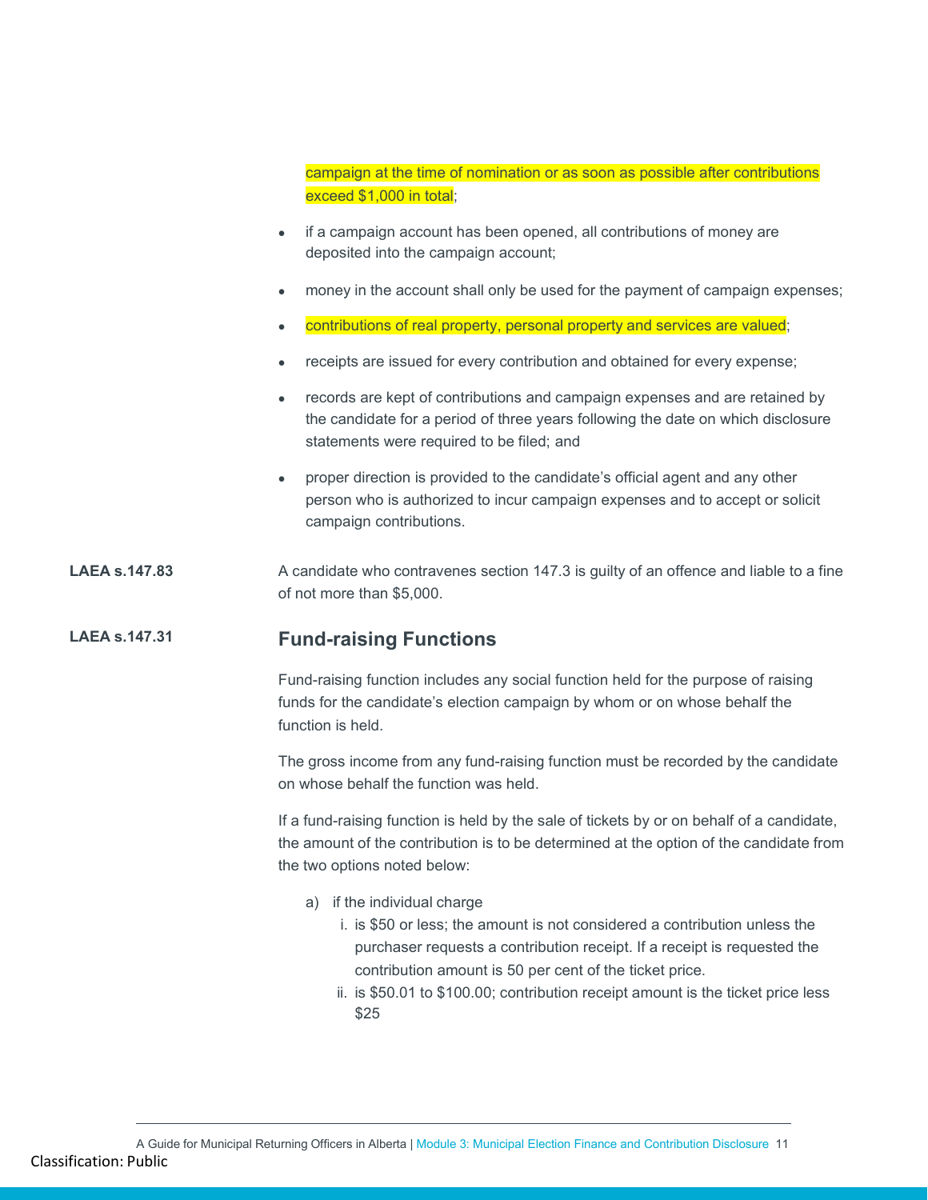campaign at the time of nomination or as soon as possible after contributions exceed $1,000 in total;

- if a campaign account has been opened, all contributions of money are deposited into the campaign account;
- money in the account shall only be used for the payment of campaign expenses;
- contributions of real property, personal property and services are valued;
- receipts are issued for every contribution and obtained for every expense;
- records are kept of contributions and campaign expenses and are retained by the candidate for a period of three years following the date on which disclosure statements were required to be filed; and
- proper direction is provided to the candidate's official agent and any other person who is authorized to incur campaign expenses and to accept or solicit campaign contributions.

**LAEA s.147.83**

A candidate who contravenes section 147.3 is guilty of an offence and liable to a fine of not more than $5,000.

**LAEA s.147.31**

## Fund-raising Functions

Fund-raising function includes any social function held for the purpose of raising funds for the candidate's election campaign by whom or on whose behalf the function is held.

The gross income from any fund-raising function must be recorded by the candidate on whose behalf the function was held.

If a fund-raising function is held by the sale of tickets by or on behalf of a candidate, the amount of the contribution is to be determined at the option of the candidate from the two options noted below:

a) if the individual charge
   i. is $50 or less; the amount is not considered a contribution unless the purchaser requests a contribution receipt. If a receipt is requested the contribution amount is 50 per cent of the ticket price.
   ii. is $50.01 to $100.00; contribution receipt amount is the ticket price less $25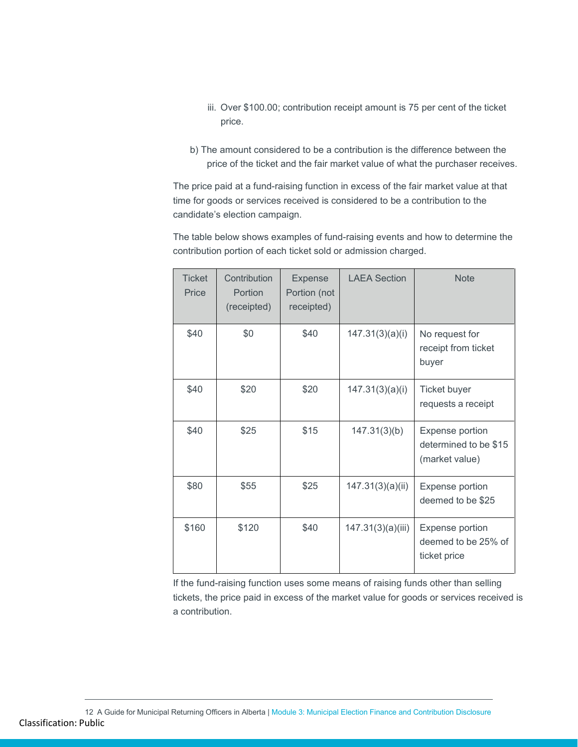iii. Over $100.00; contribution receipt amount is 75 per cent of the ticket price.

b) The amount considered to be a contribution is the difference between the price of the ticket and the fair market value of what the purchaser receives.

The price paid at a fund-raising function in excess of the fair market value at that time for goods or services received is considered to be a contribution to the candidate's election campaign.

The table below shows examples of fund-raising events and how to determine the contribution portion of each ticket sold or admission charged.

| Ticket Price | Contribution Portion (receipted) | Expense Portion (not receipted) | LAEA Section | Note |
|---|---|---|---|---|
| $40 | $0 | $40 | 147.31(3)(a)(i) | No request for receipt from ticket buyer |
| $40 | $20 | $20 | 147.31(3)(a)(i) | Ticket buyer requests a receipt |
| $40 | $25 | $15 | 147.31(3)(b) | Expense portion determined to be $15 (market value) |
| $80 | $55 | $25 | 147.31(3)(a)(ii) | Expense portion deemed to be $25 |
| $160 | $120 | $40 | 147.31(3)(a)(iii) | Expense portion deemed to be 25% of ticket price |

If the fund-raising function uses some means of raising funds other than selling tickets, the price paid in excess of the market value for goods or services received is a contribution.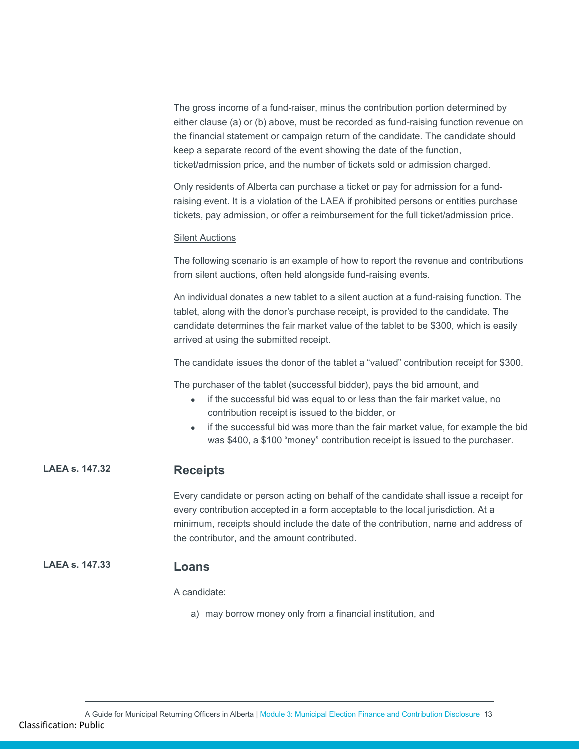The gross income of a fund-raiser, minus the contribution portion determined by either clause (a) or (b) above, must be recorded as fund-raising function revenue on the financial statement or campaign return of the candidate. The candidate should keep a separate record of the event showing the date of the function, ticket/admission price, and the number of tickets sold or admission charged.

Only residents of Alberta can purchase a ticket or pay for admission for a fund-raising event. It is a violation of the LAEA if prohibited persons or entities purchase tickets, pay admission, or offer a reimbursement for the full ticket/admission price.

Silent Auctions

The following scenario is an example of how to report the revenue and contributions from silent auctions, often held alongside fund-raising events.

An individual donates a new tablet to a silent auction at a fund-raising function. The tablet, along with the donor's purchase receipt, is provided to the candidate. The candidate determines the fair market value of the tablet to be $300, which is easily arrived at using the submitted receipt.

The candidate issues the donor of the tablet a "valued" contribution receipt for $300.

The purchaser of the tablet (successful bidder), pays the bid amount, and

- if the successful bid was equal to or less than the fair market value, no contribution receipt is issued to the bidder, or
- if the successful bid was more than the fair market value, for example the bid was $400, a $100 "money" contribution receipt is issued to the purchaser.

## Receipts

**LAEA s. 147.32**

Every candidate or person acting on behalf of the candidate shall issue a receipt for every contribution accepted in a form acceptable to the local jurisdiction. At a minimum, receipts should include the date of the contribution, name and address of the contributor, and the amount contributed.

## Loans

**LAEA s. 147.33**

A candidate:

a) may borrow money only from a financial institution, and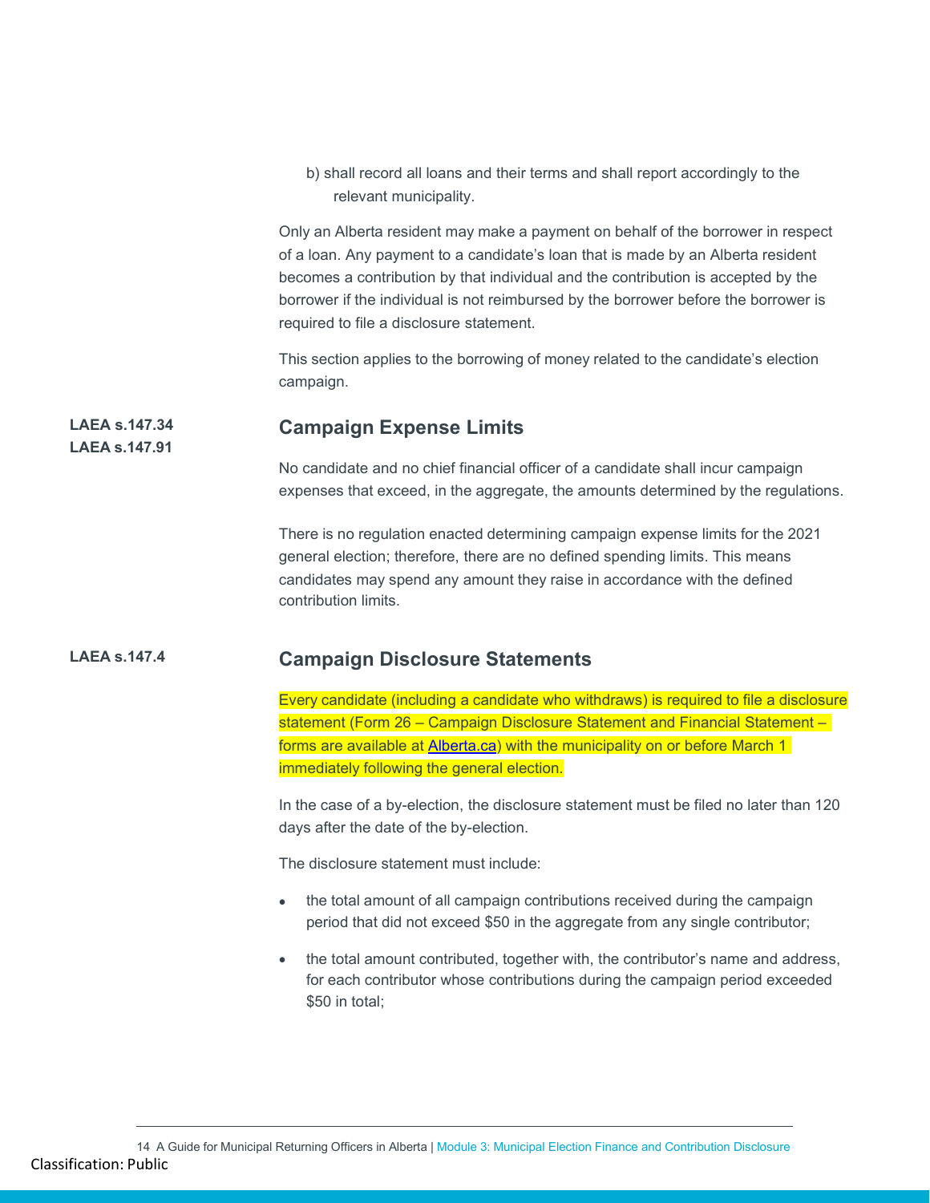b) shall record all loans and their terms and shall report accordingly to the relevant municipality.

Only an Alberta resident may make a payment on behalf of the borrower in respect of a loan. Any payment to a candidate's loan that is made by an Alberta resident becomes a contribution by that individual and the contribution is accepted by the borrower if the individual is not reimbursed by the borrower before the borrower is required to file a disclosure statement.

This section applies to the borrowing of money related to the candidate's election campaign.

**LAEA s.147.34**
**LAEA s.147.91**

## Campaign Expense Limits

No candidate and no chief financial officer of a candidate shall incur campaign expenses that exceed, in the aggregate, the amounts determined by the regulations.

There is no regulation enacted determining campaign expense limits for the 2021 general election; therefore, there are no defined spending limits. This means candidates may spend any amount they raise in accordance with the defined contribution limits.

**LAEA s.147.4**

## Campaign Disclosure Statements

Every candidate (including a candidate who withdraws) is required to file a disclosure statement (Form 26 – Campaign Disclosure Statement and Financial Statement – forms are available at [Alberta.ca](Alberta.ca)) with the municipality on or before March 1 immediately following the general election.

In the case of a by-election, the disclosure statement must be filed no later than 120 days after the date of the by-election.

The disclosure statement must include:

- the total amount of all campaign contributions received during the campaign period that did not exceed $50 in the aggregate from any single contributor;
- the total amount contributed, together with, the contributor's name and address, for each contributor whose contributions during the campaign period exceeded $50 in total;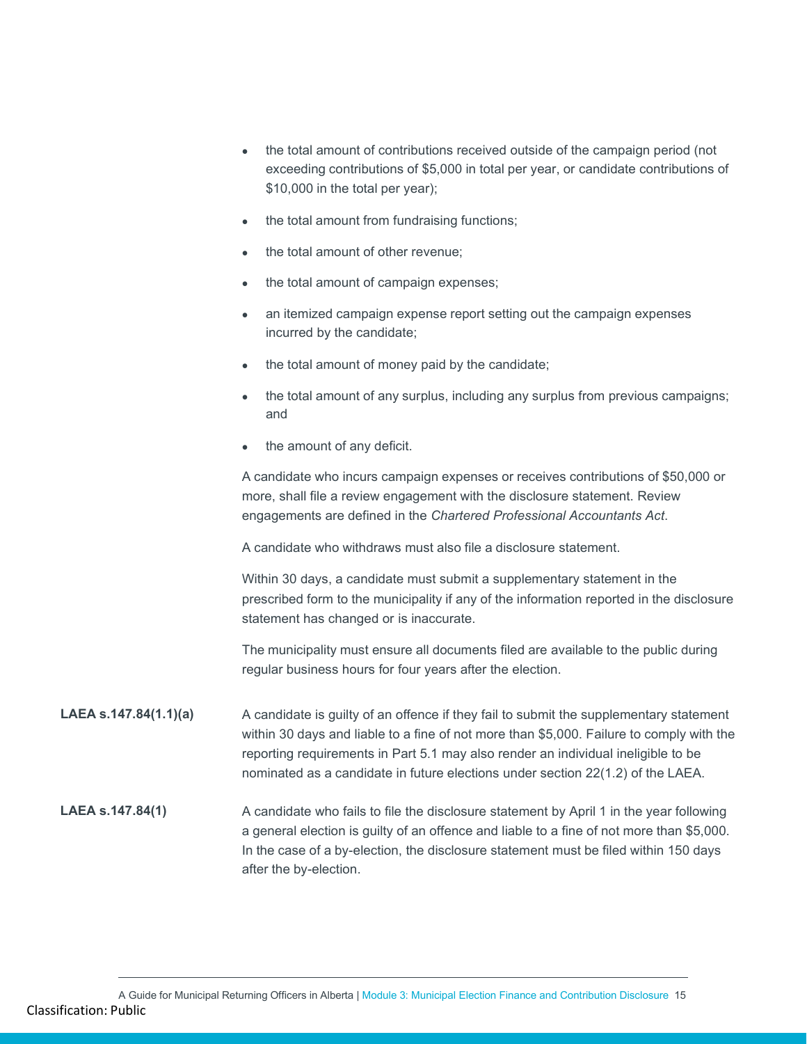- the total amount of contributions received outside of the campaign period (not exceeding contributions of $5,000 in total per year, or candidate contributions of $10,000 in the total per year);
- the total amount from fundraising functions;
- the total amount of other revenue;
- the total amount of campaign expenses;
- an itemized campaign expense report setting out the campaign expenses incurred by the candidate;
- the total amount of money paid by the candidate;
- the total amount of any surplus, including any surplus from previous campaigns; and
- the amount of any deficit.

A candidate who incurs campaign expenses or receives contributions of $50,000 or more, shall file a review engagement with the disclosure statement. Review engagements are defined in the *Chartered Professional Accountants Act*.

A candidate who withdraws must also file a disclosure statement.

Within 30 days, a candidate must submit a supplementary statement in the prescribed form to the municipality if any of the information reported in the disclosure statement has changed or is inaccurate.

The municipality must ensure all documents filed are available to the public during regular business hours for four years after the election.

**LAEA s.147.84(1.1)(a)**

A candidate is guilty of an offence if they fail to submit the supplementary statement within 30 days and liable to a fine of not more than $5,000. Failure to comply with the reporting requirements in Part 5.1 may also render an individual ineligible to be nominated as a candidate in future elections under section 22(1.2) of the LAEA.

**LAEA s.147.84(1)**

A candidate who fails to file the disclosure statement by April 1 in the year following a general election is guilty of an offence and liable to a fine of not more than $5,000. In the case of a by-election, the disclosure statement must be filed within 150 days after the by-election.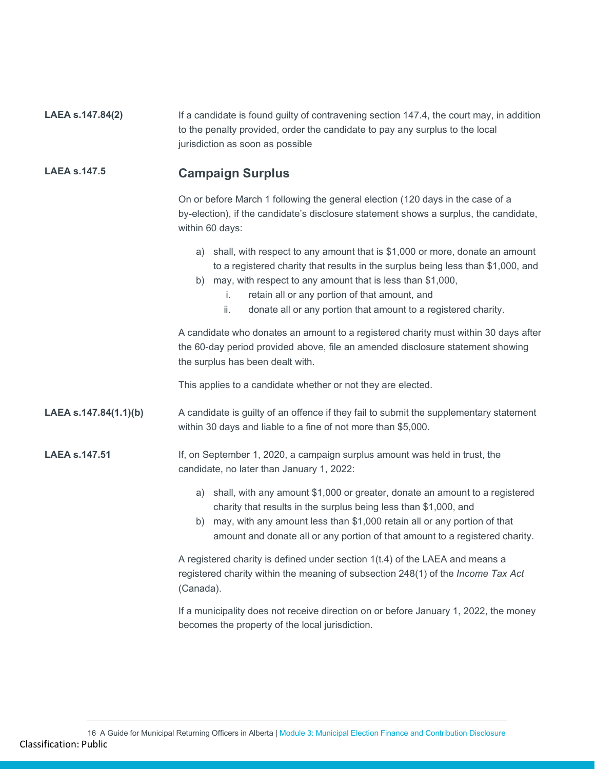**LAEA s.147.84(2)**

If a candidate is found guilty of contravening section 147.4, the court may, in addition to the penalty provided, order the candidate to pay any surplus to the local jurisdiction as soon as possible

**LAEA s.147.5**

## Campaign Surplus

On or before March 1 following the general election (120 days in the case of a by-election), if the candidate's disclosure statement shows a surplus, the candidate, within 60 days:

a) shall, with respect to any amount that is $1,000 or more, donate an amount to a registered charity that results in the surplus being less than $1,000, and
b) may, with respect to any amount that is less than $1,000,
   i. retain all or any portion of that amount, and
   ii. donate all or any portion that amount to a registered charity.

A candidate who donates an amount to a registered charity must within 30 days after the 60-day period provided above, file an amended disclosure statement showing the surplus has been dealt with.

This applies to a candidate whether or not they are elected.

**LAEA s.147.84(1.1)(b)**

A candidate is guilty of an offence if they fail to submit the supplementary statement within 30 days and liable to a fine of not more than $5,000.

**LAEA s.147.51**

If, on September 1, 2020, a campaign surplus amount was held in trust, the candidate, no later than January 1, 2022:

a) shall, with any amount $1,000 or greater, donate an amount to a registered charity that results in the surplus being less than $1,000, and
b) may, with any amount less than $1,000 retain all or any portion of that amount and donate all or any portion of that amount to a registered charity.

A registered charity is defined under section 1(t.4) of the LAEA and means a registered charity within the meaning of subsection 248(1) of the *Income Tax Act* (Canada).

If a municipality does not receive direction on or before January 1, 2022, the money becomes the property of the local jurisdiction.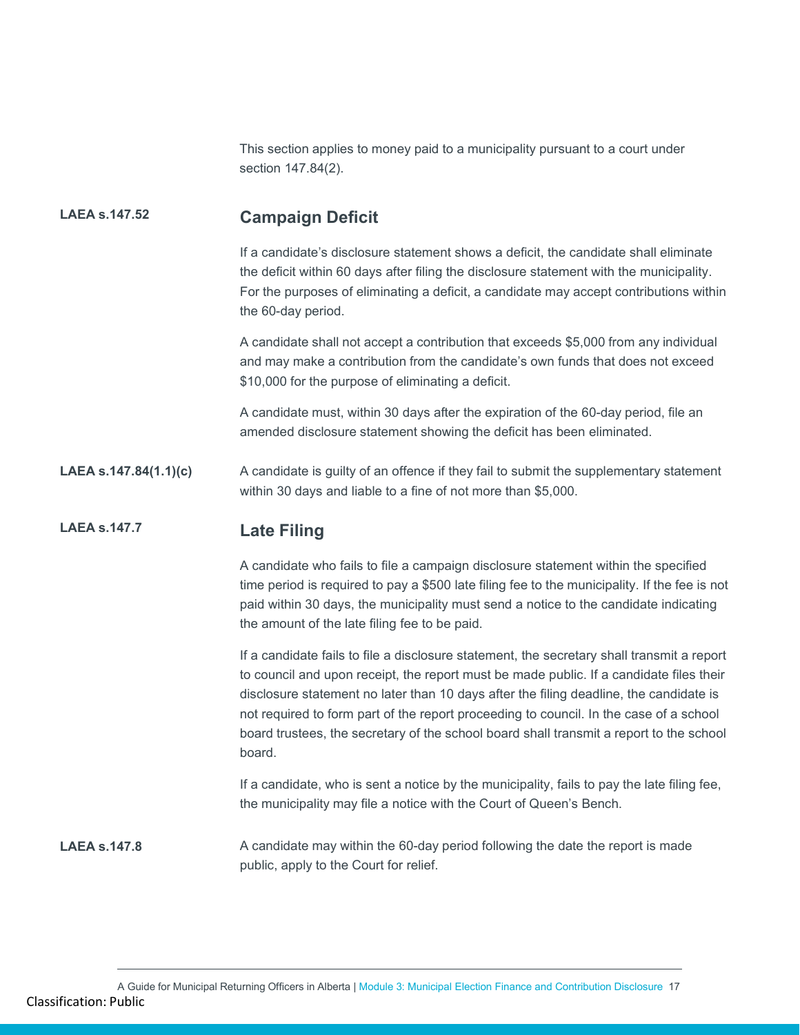This section applies to money paid to a municipality pursuant to a court under section 147.84(2).

**LAEA s.147.52**

## Campaign Deficit

If a candidate's disclosure statement shows a deficit, the candidate shall eliminate the deficit within 60 days after filing the disclosure statement with the municipality. For the purposes of eliminating a deficit, a candidate may accept contributions within the 60-day period.

A candidate shall not accept a contribution that exceeds $5,000 from any individual and may make a contribution from the candidate's own funds that does not exceed $10,000 for the purpose of eliminating a deficit.

A candidate must, within 30 days after the expiration of the 60-day period, file an amended disclosure statement showing the deficit has been eliminated.

**LAEA s.147.84(1.1)(c)**

A candidate is guilty of an offence if they fail to submit the supplementary statement within 30 days and liable to a fine of not more than $5,000.

**LAEA s.147.7**

## Late Filing

A candidate who fails to file a campaign disclosure statement within the specified time period is required to pay a $500 late filing fee to the municipality. If the fee is not paid within 30 days, the municipality must send a notice to the candidate indicating the amount of the late filing fee to be paid.

If a candidate fails to file a disclosure statement, the secretary shall transmit a report to council and upon receipt, the report must be made public. If a candidate files their disclosure statement no later than 10 days after the filing deadline, the candidate is not required to form part of the report proceeding to council. In the case of a school board trustees, the secretary of the school board shall transmit a report to the school board.

If a candidate, who is sent a notice by the municipality, fails to pay the late filing fee, the municipality may file a notice with the Court of Queen's Bench.

**LAEA s.147.8**

A candidate may within the 60-day period following the date the report is made public, apply to the Court for relief.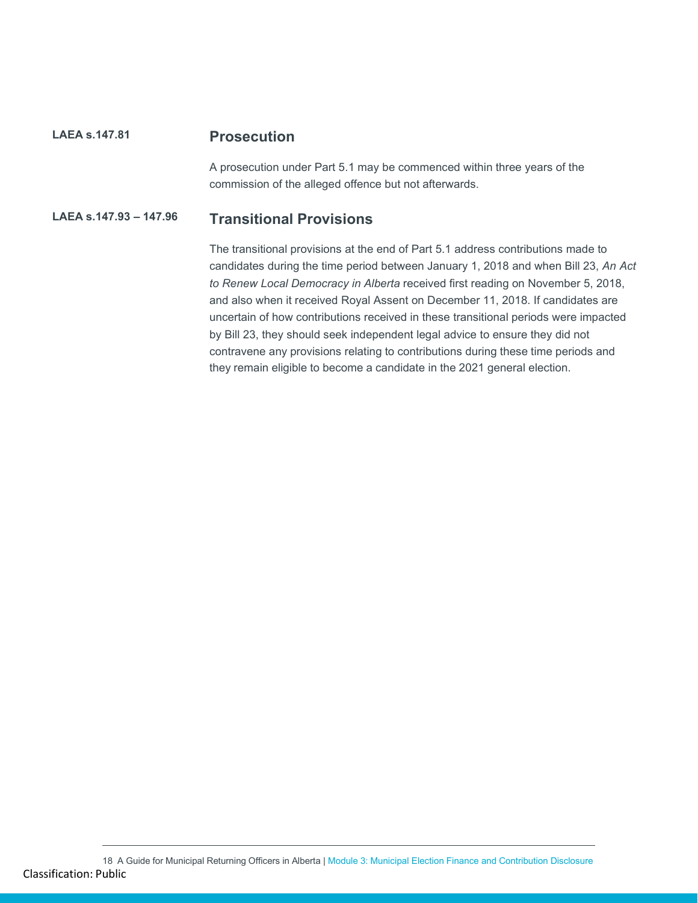**LAEA s.147.81**

## Prosecution

A prosecution under Part 5.1 may be commenced within three years of the commission of the alleged offence but not afterwards.

**LAEA s.147.93 – 147.96**

## Transitional Provisions

The transitional provisions at the end of Part 5.1 address contributions made to candidates during the time period between January 1, 2018 and when Bill 23, *An Act to Renew Local Democracy in Alberta* received first reading on November 5, 2018, and also when it received Royal Assent on December 11, 2018. If candidates are uncertain of how contributions received in these transitional periods were impacted by Bill 23, they should seek independent legal advice to ensure they did not contravene any provisions relating to contributions during these time periods and they remain eligible to become a candidate in the 2021 general election.